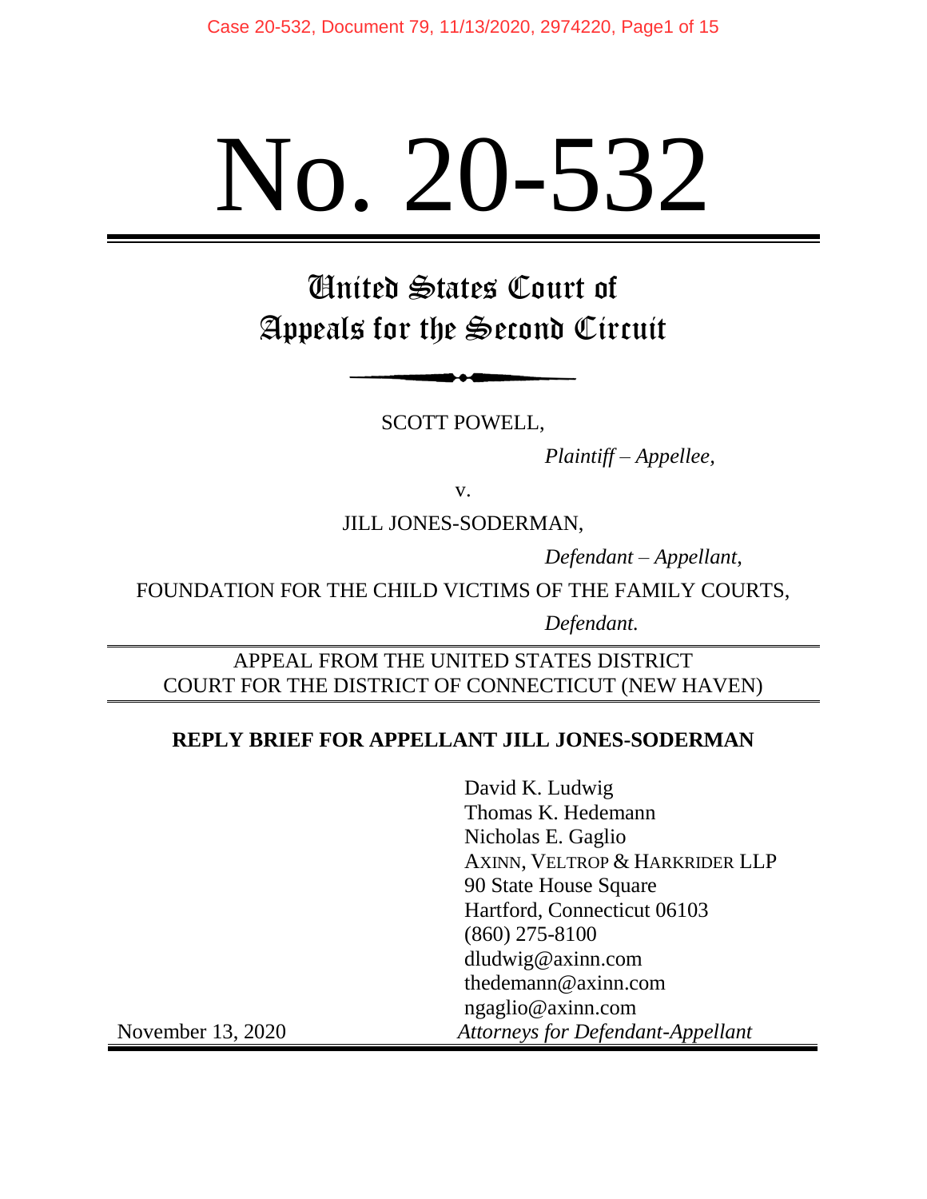# No. 20-532

## United States Court of Appeals for the Second Circuit

SCOTT POWELL,

*Plaintiff – Appellee,*

v.

JILL JONES-SODERMAN,

*Defendant – Appellant,*

FOUNDATION FOR THE CHILD VICTIMS OF THE FAMILY COURTS,

*Defendant.*

APPEAL FROM THE UNITED STATES DISTRICT COURT FOR THE DISTRICT OF CONNECTICUT (NEW HAVEN)

**REPLY BRIEF FOR APPELLANT JILL JONES-SODERMAN**

David K. Ludwig
Thomas K. Hedemann
Nicholas E. Gaglio
AXINN, VELTROP & HARKRIDER LLP
90 State House Square
Hartford, Connecticut 06103
(860) 275-8100
dludwig@axinn.com
thedemann@axinn.com
ngaglio@axinn.com
*Attorneys for Defendant-Appellant*

November 13, 2020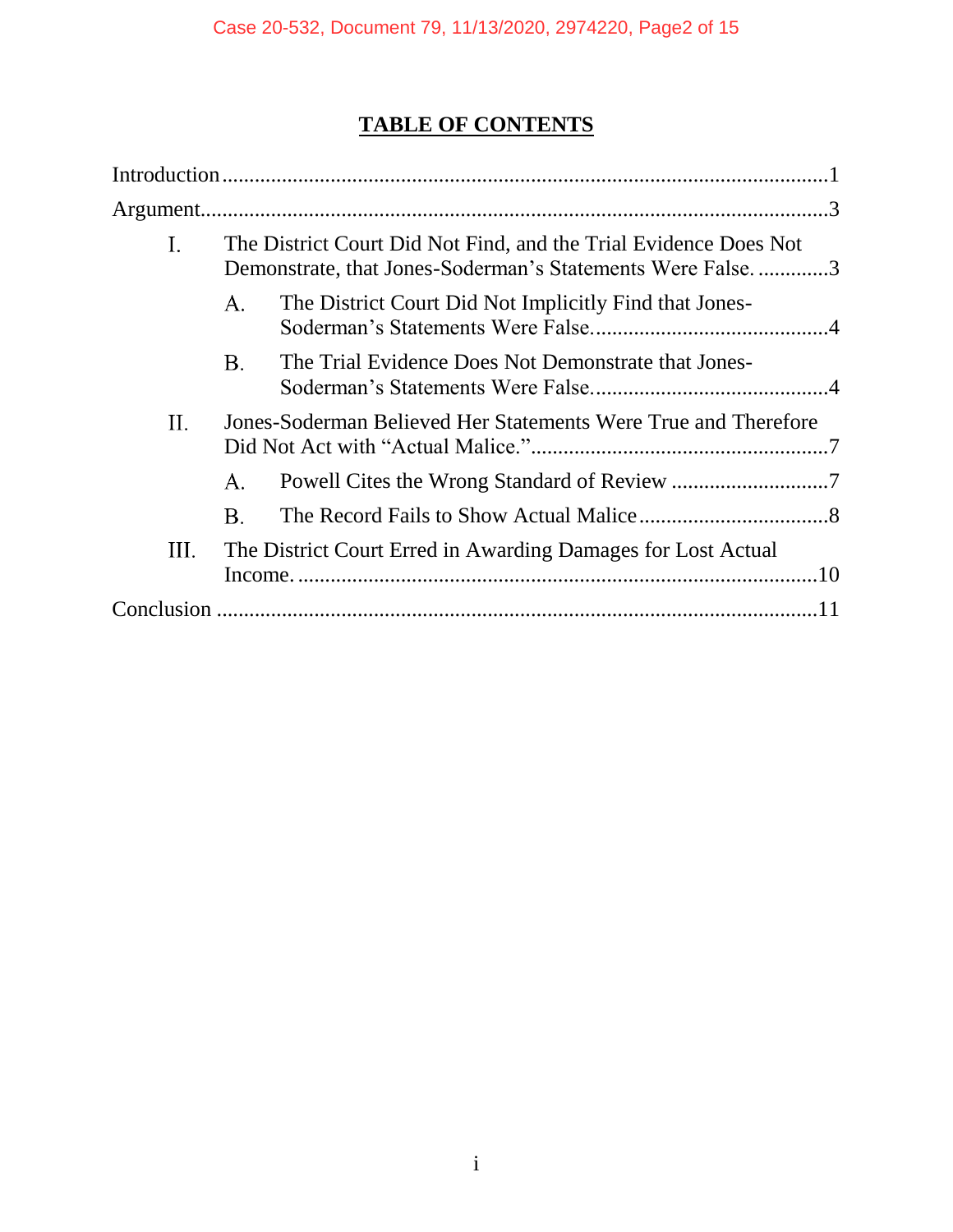# TABLE OF CONTENTS

Introduction ........................................................................................................ 1

Argument ............................................................................................................ 3

I. The District Court Did Not Find, and the Trial Evidence Does Not Demonstrate, that Jones-Soderman's Statements Were False. ............. 3

  A. The District Court Did Not Implicitly Find that Jones-Soderman's Statements Were False. ........................................... 4

  B. The Trial Evidence Does Not Demonstrate that Jones-Soderman's Statements Were False. ........................................... 4

II. Jones-Soderman Believed Her Statements Were True and Therefore Did Not Act with "Actual Malice." ...................................................... 7

  A. Powell Cites the Wrong Standard of Review ............................. 7

  B. The Record Fails to Show Actual Malice .................................. 8

III. The District Court Erred in Awarding Damages for Lost Actual Income. ............................................................................................... 10

Conclusion ........................................................................................................ 11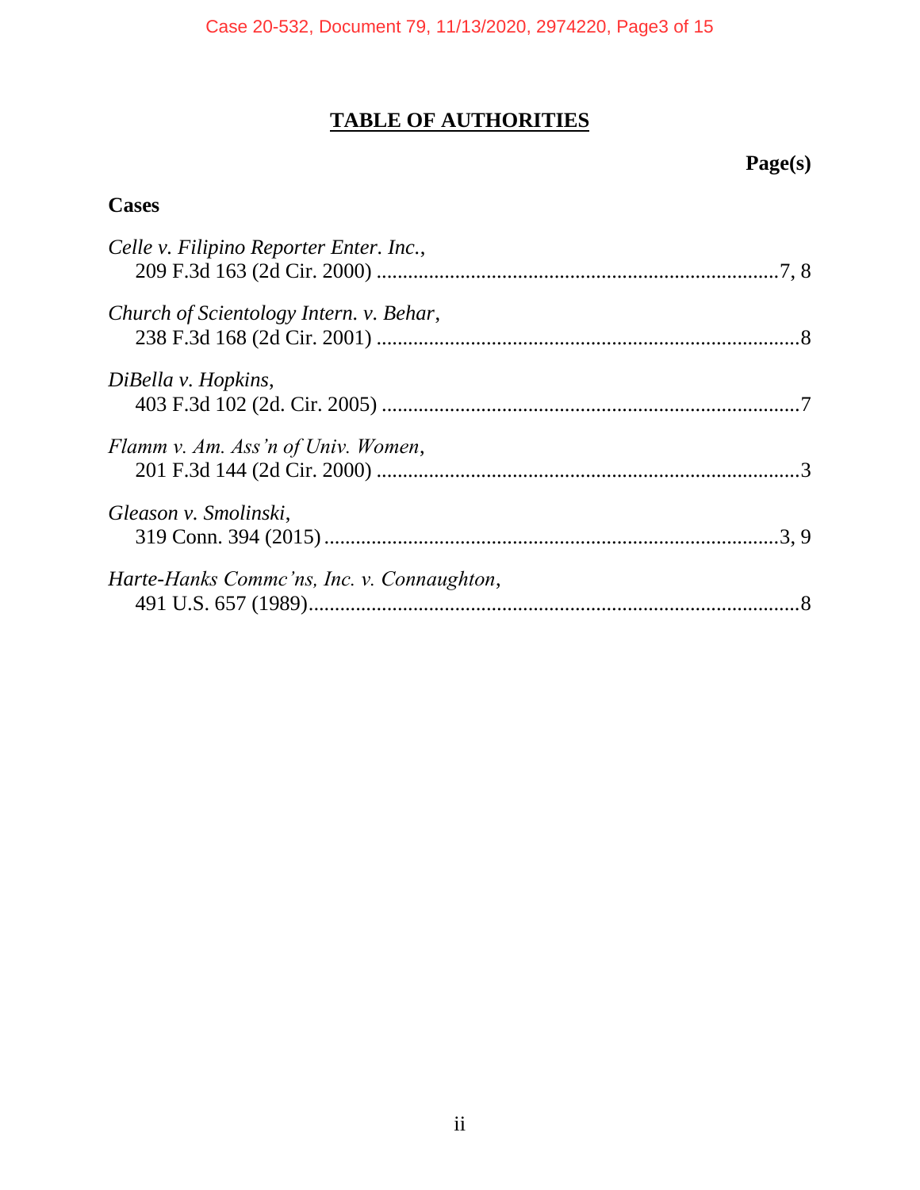# TABLE OF AUTHORITIES

**Page(s)**

**Cases**

*Celle v. Filipino Reporter Enter. Inc.*,
209 F.3d 163 (2d Cir. 2000) ....................................................................7, 8

*Church of Scientology Intern. v. Behar*,
238 F.3d 168 (2d Cir. 2001) ........................................................................8

*DiBella v. Hopkins*,
403 F.3d 102 (2d. Cir. 2005) .......................................................................7

*Flamm v. Am. Ass'n of Univ. Women*,
201 F.3d 144 (2d Cir. 2000) ........................................................................3

*Gleason v. Smolinski*,
319 Conn. 394 (2015) ...............................................................................3, 9

*Harte-Hanks Commc'ns, Inc. v. Connaughton*,
491 U.S. 657 (1989)......................................................................................8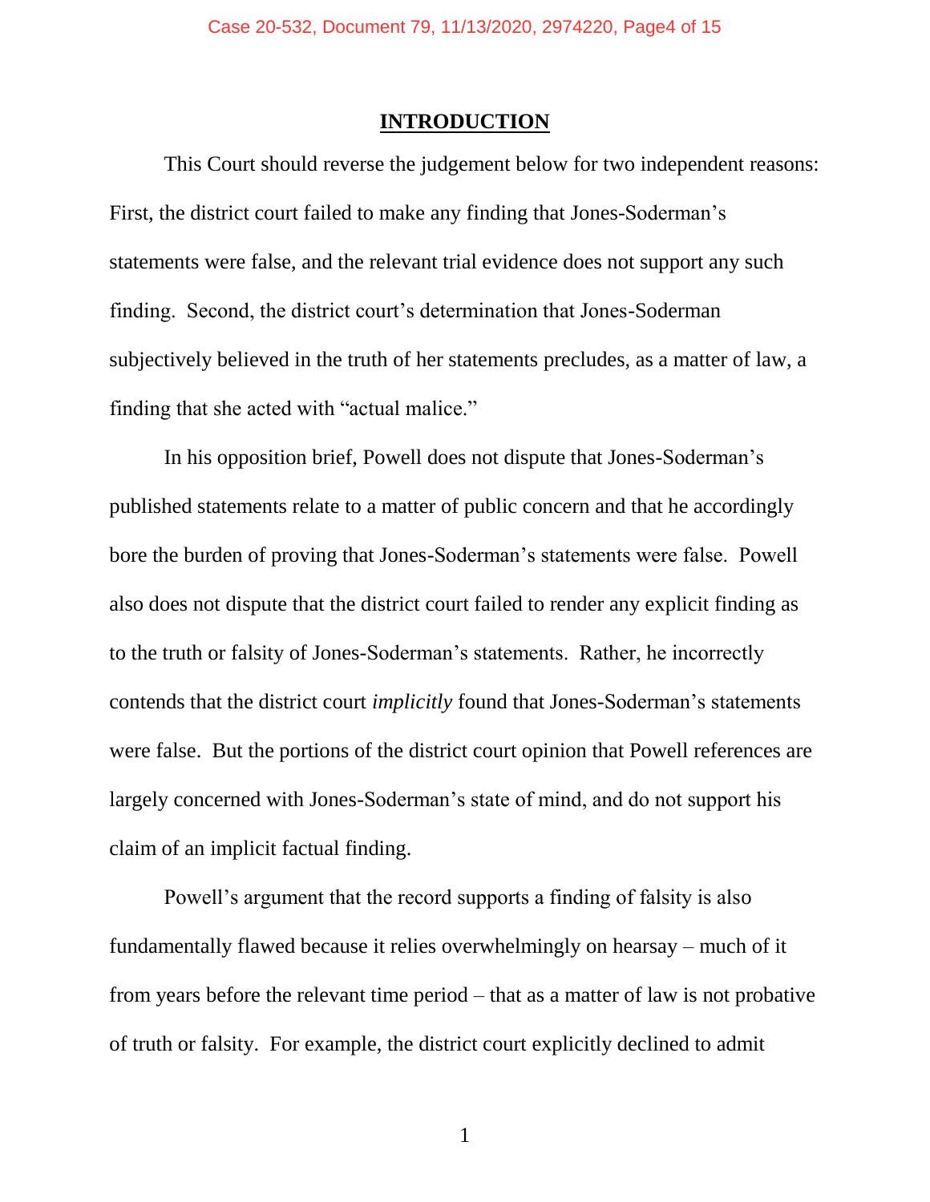## INTRODUCTION

This Court should reverse the judgement below for two independent reasons: First, the district court failed to make any finding that Jones-Soderman's statements were false, and the relevant trial evidence does not support any such finding. Second, the district court's determination that Jones-Soderman subjectively believed in the truth of her statements precludes, as a matter of law, a finding that she acted with "actual malice."

In his opposition brief, Powell does not dispute that Jones-Soderman's published statements relate to a matter of public concern and that he accordingly bore the burden of proving that Jones-Soderman's statements were false. Powell also does not dispute that the district court failed to render any explicit finding as to the truth or falsity of Jones-Soderman's statements. Rather, he incorrectly contends that the district court *implicitly* found that Jones-Soderman's statements were false. But the portions of the district court opinion that Powell references are largely concerned with Jones-Soderman's state of mind, and do not support his claim of an implicit factual finding.

Powell's argument that the record supports a finding of falsity is also fundamentally flawed because it relies overwhelmingly on hearsay – much of it from years before the relevant time period – that as a matter of law is not probative of truth or falsity. For example, the district court explicitly declined to admit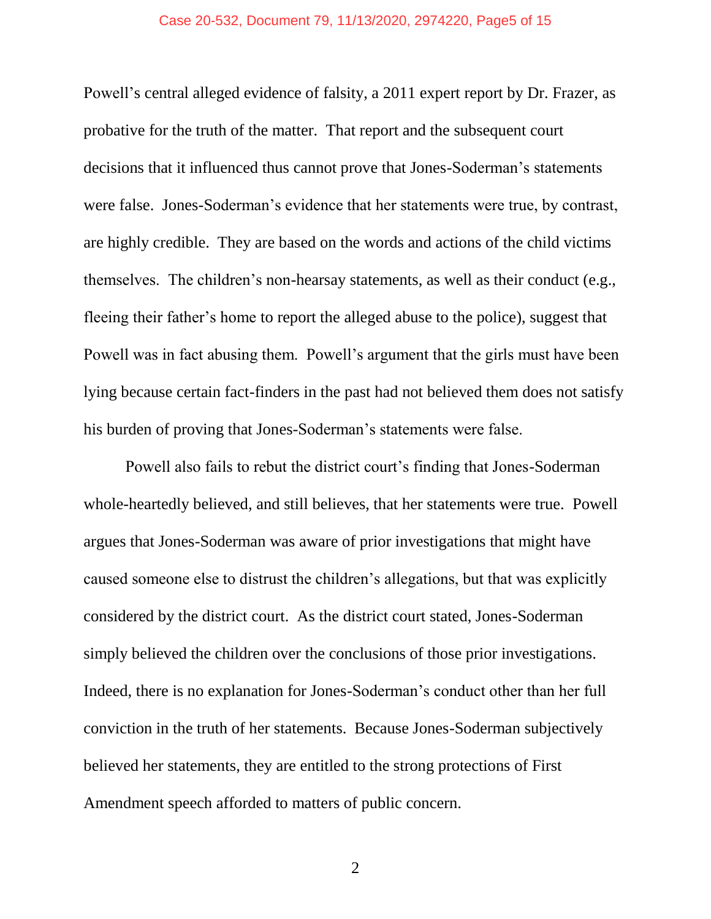Powell's central alleged evidence of falsity, a 2011 expert report by Dr. Frazer, as probative for the truth of the matter. That report and the subsequent court decisions that it influenced thus cannot prove that Jones-Soderman's statements were false. Jones-Soderman's evidence that her statements were true, by contrast, are highly credible. They are based on the words and actions of the child victims themselves. The children's non-hearsay statements, as well as their conduct (e.g., fleeing their father's home to report the alleged abuse to the police), suggest that Powell was in fact abusing them. Powell's argument that the girls must have been lying because certain fact-finders in the past had not believed them does not satisfy his burden of proving that Jones-Soderman's statements were false.

Powell also fails to rebut the district court's finding that Jones-Soderman whole-heartedly believed, and still believes, that her statements were true. Powell argues that Jones-Soderman was aware of prior investigations that might have caused someone else to distrust the children's allegations, but that was explicitly considered by the district court. As the district court stated, Jones-Soderman simply believed the children over the conclusions of those prior investigations. Indeed, there is no explanation for Jones-Soderman's conduct other than her full conviction in the truth of her statements. Because Jones-Soderman subjectively believed her statements, they are entitled to the strong protections of First Amendment speech afforded to matters of public concern.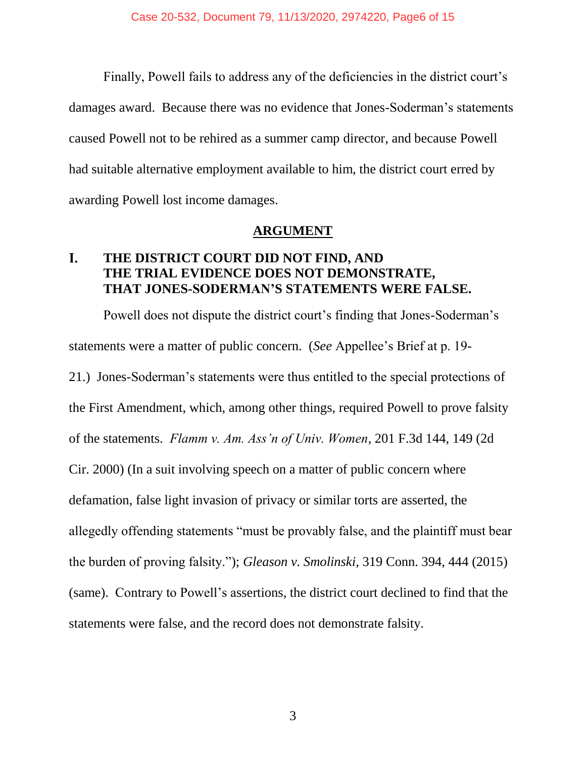Finally, Powell fails to address any of the deficiencies in the district court's damages award. Because there was no evidence that Jones-Soderman's statements caused Powell not to be rehired as a summer camp director, and because Powell had suitable alternative employment available to him, the district court erred by awarding Powell lost income damages.

## ARGUMENT

### I. THE DISTRICT COURT DID NOT FIND, AND THE TRIAL EVIDENCE DOES NOT DEMONSTRATE, THAT JONES-SODERMAN'S STATEMENTS WERE FALSE.

Powell does not dispute the district court's finding that Jones-Soderman's statements were a matter of public concern. (*See* Appellee's Brief at p. 19-21.) Jones-Soderman's statements were thus entitled to the special protections of the First Amendment, which, among other things, required Powell to prove falsity of the statements. *Flamm v. Am. Ass'n of Univ. Women*, 201 F.3d 144, 149 (2d Cir. 2000) (In a suit involving speech on a matter of public concern where defamation, false light invasion of privacy or similar torts are asserted, the allegedly offending statements "must be provably false, and the plaintiff must bear the burden of proving falsity."); *Gleason v. Smolinski*, 319 Conn. 394, 444 (2015) (same). Contrary to Powell's assertions, the district court declined to find that the statements were false, and the record does not demonstrate falsity.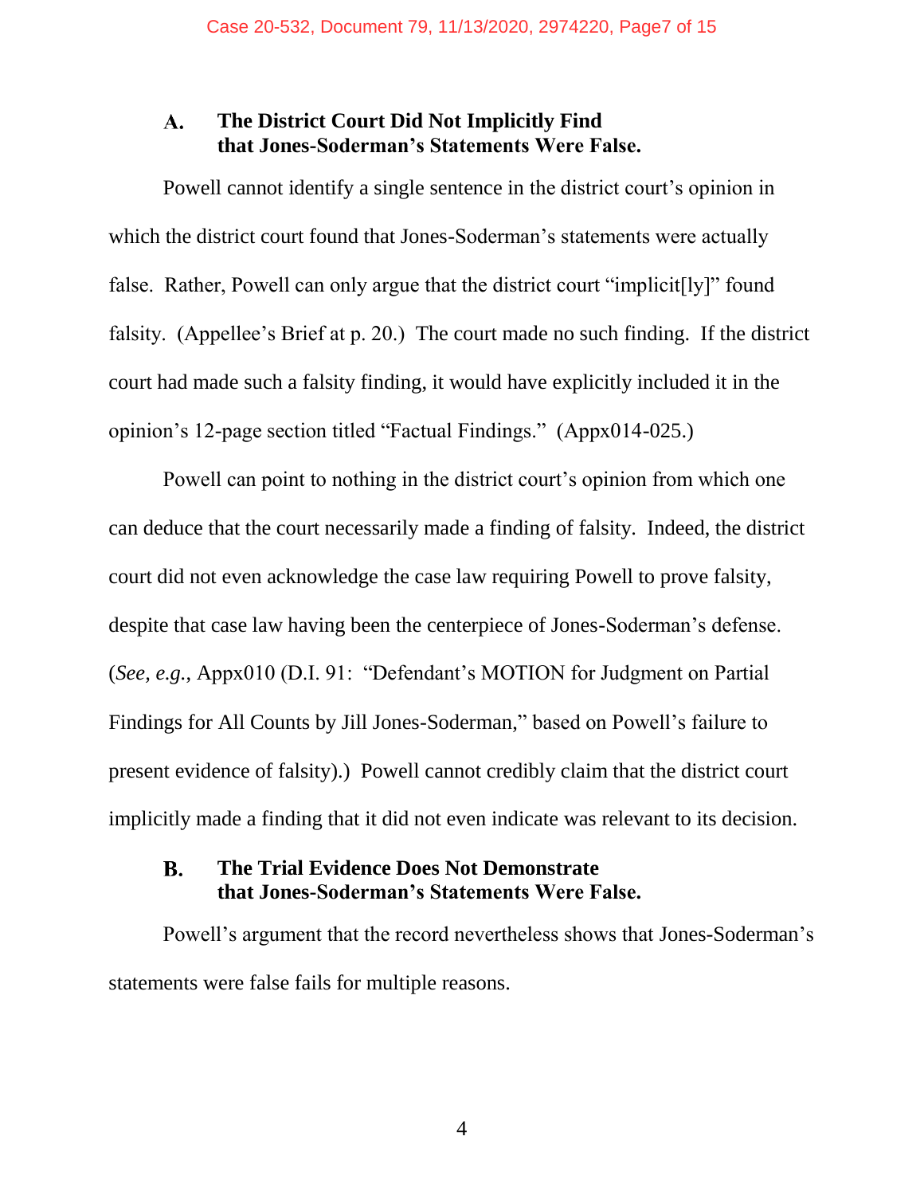### A. The District Court Did Not Implicitly Find that Jones-Soderman's Statements Were False.

Powell cannot identify a single sentence in the district court's opinion in which the district court found that Jones-Soderman's statements were actually false. Rather, Powell can only argue that the district court "implicit[ly]" found falsity. (Appellee's Brief at p. 20.) The court made no such finding. If the district court had made such a falsity finding, it would have explicitly included it in the opinion's 12-page section titled "Factual Findings." (Appx014-025.)

Powell can point to nothing in the district court's opinion from which one can deduce that the court necessarily made a finding of falsity. Indeed, the district court did not even acknowledge the case law requiring Powell to prove falsity, despite that case law having been the centerpiece of Jones-Soderman's defense. (*See, e.g.*, Appx010 (D.I. 91: "Defendant's MOTION for Judgment on Partial Findings for All Counts by Jill Jones-Soderman," based on Powell's failure to present evidence of falsity).) Powell cannot credibly claim that the district court implicitly made a finding that it did not even indicate was relevant to its decision.

### B. The Trial Evidence Does Not Demonstrate that Jones-Soderman's Statements Were False.

Powell's argument that the record nevertheless shows that Jones-Soderman's statements were false fails for multiple reasons.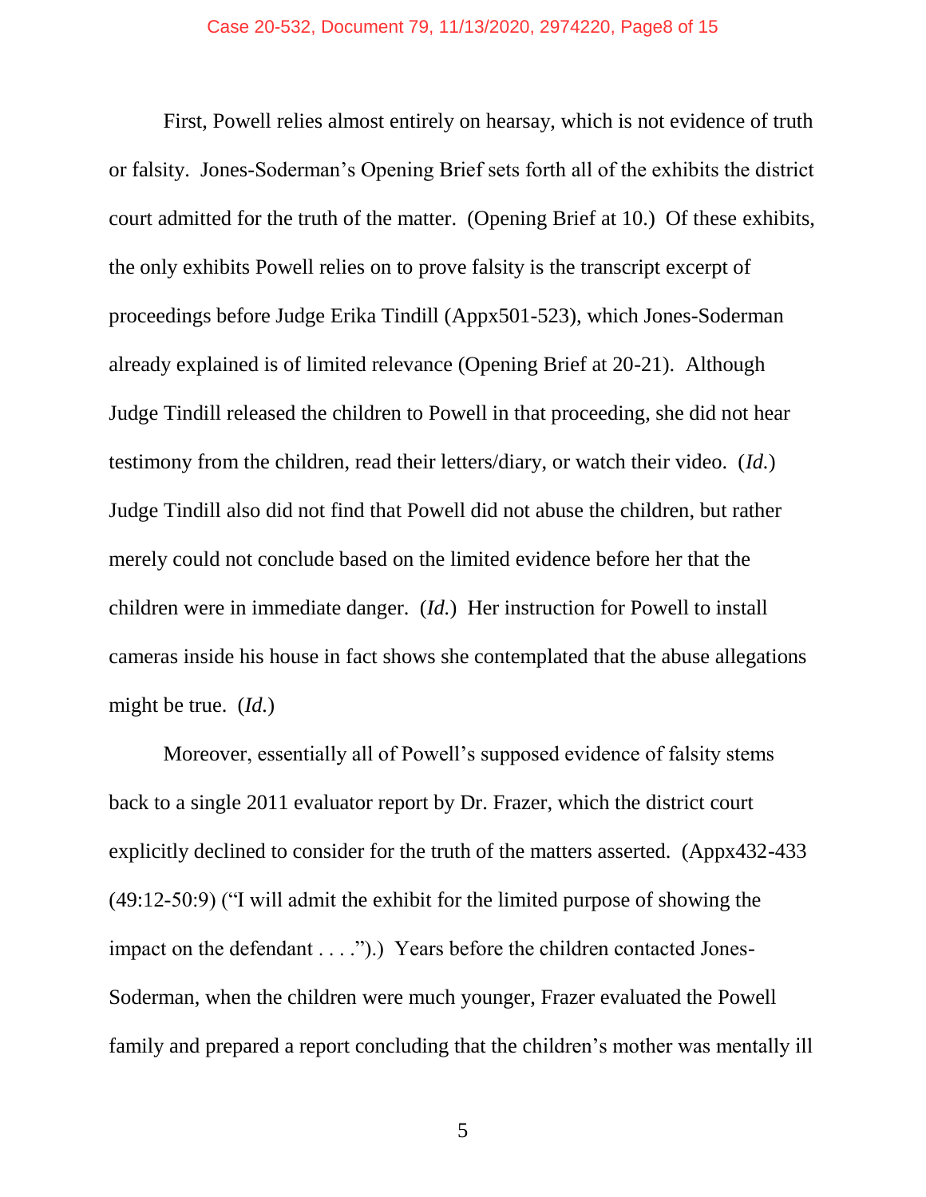First, Powell relies almost entirely on hearsay, which is not evidence of truth or falsity. Jones-Soderman's Opening Brief sets forth all of the exhibits the district court admitted for the truth of the matter. (Opening Brief at 10.) Of these exhibits, the only exhibits Powell relies on to prove falsity is the transcript excerpt of proceedings before Judge Erika Tindill (Appx501-523), which Jones-Soderman already explained is of limited relevance (Opening Brief at 20-21). Although Judge Tindill released the children to Powell in that proceeding, she did not hear testimony from the children, read their letters/diary, or watch their video. (*Id.*) Judge Tindill also did not find that Powell did not abuse the children, but rather merely could not conclude based on the limited evidence before her that the children were in immediate danger. (*Id.*) Her instruction for Powell to install cameras inside his house in fact shows she contemplated that the abuse allegations might be true. (*Id.*)

Moreover, essentially all of Powell's supposed evidence of falsity stems back to a single 2011 evaluator report by Dr. Frazer, which the district court explicitly declined to consider for the truth of the matters asserted. (Appx432-433 (49:12-50:9) ("I will admit the exhibit for the limited purpose of showing the impact on the defendant . . . .").) Years before the children contacted Jones-Soderman, when the children were much younger, Frazer evaluated the Powell family and prepared a report concluding that the children's mother was mentally ill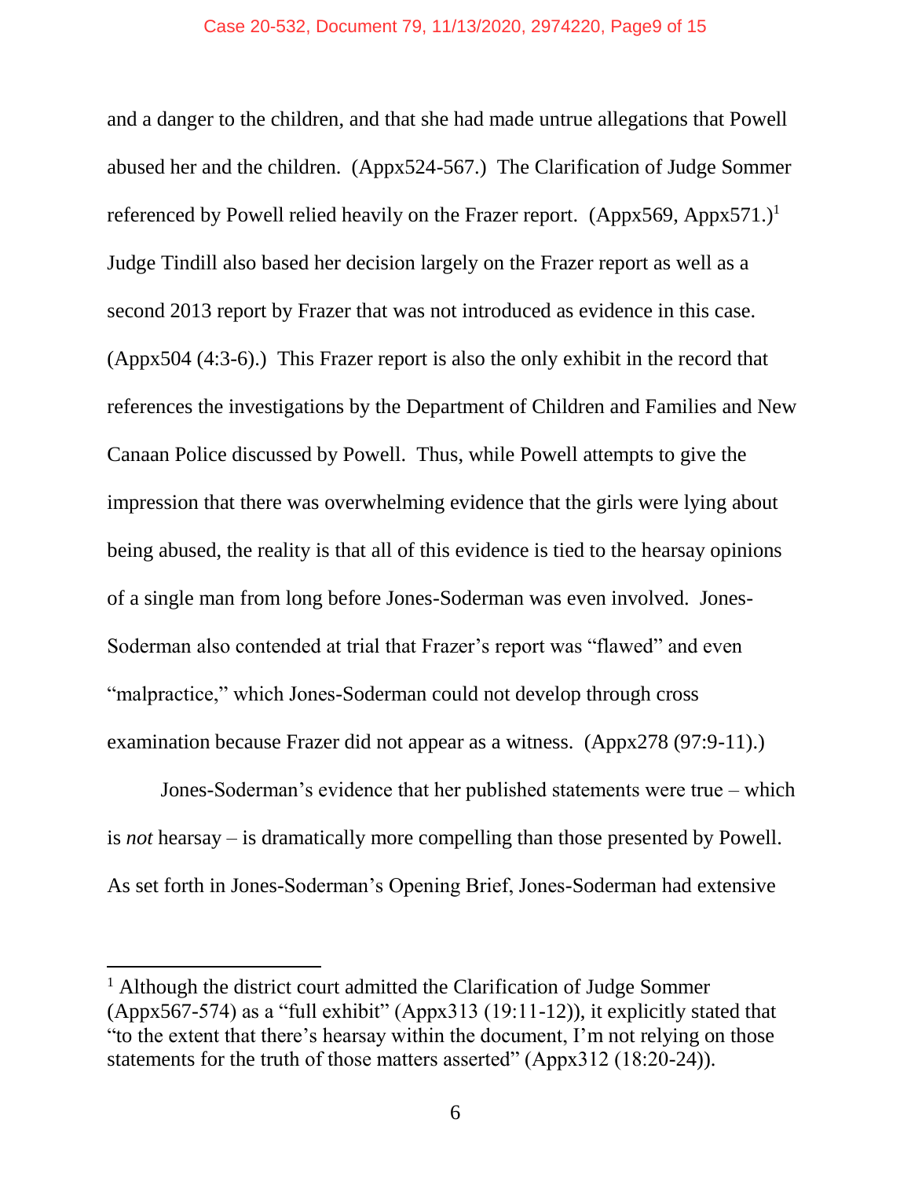and a danger to the children, and that she had made untrue allegations that Powell abused her and the children. (Appx524-567.) The Clarification of Judge Sommer referenced by Powell relied heavily on the Frazer report. (Appx569, Appx571.)[1] Judge Tindill also based her decision largely on the Frazer report as well as a second 2013 report by Frazer that was not introduced as evidence in this case. (Appx504 (4:3-6).) This Frazer report is also the only exhibit in the record that references the investigations by the Department of Children and Families and New Canaan Police discussed by Powell. Thus, while Powell attempts to give the impression that there was overwhelming evidence that the girls were lying about being abused, the reality is that all of this evidence is tied to the hearsay opinions of a single man from long before Jones-Soderman was even involved. Jones-Soderman also contended at trial that Frazer's report was "flawed" and even "malpractice," which Jones-Soderman could not develop through cross examination because Frazer did not appear as a witness. (Appx278 (97:9-11).)

Jones-Soderman's evidence that her published statements were true – which is *not* hearsay – is dramatically more compelling than those presented by Powell. As set forth in Jones-Soderman's Opening Brief, Jones-Soderman had extensive

[1] Although the district court admitted the Clarification of Judge Sommer (Appx567-574) as a "full exhibit" (Appx313 (19:11-12)), it explicitly stated that "to the extent that there's hearsay within the document, I'm not relying on those statements for the truth of those matters asserted" (Appx312 (18:20-24)).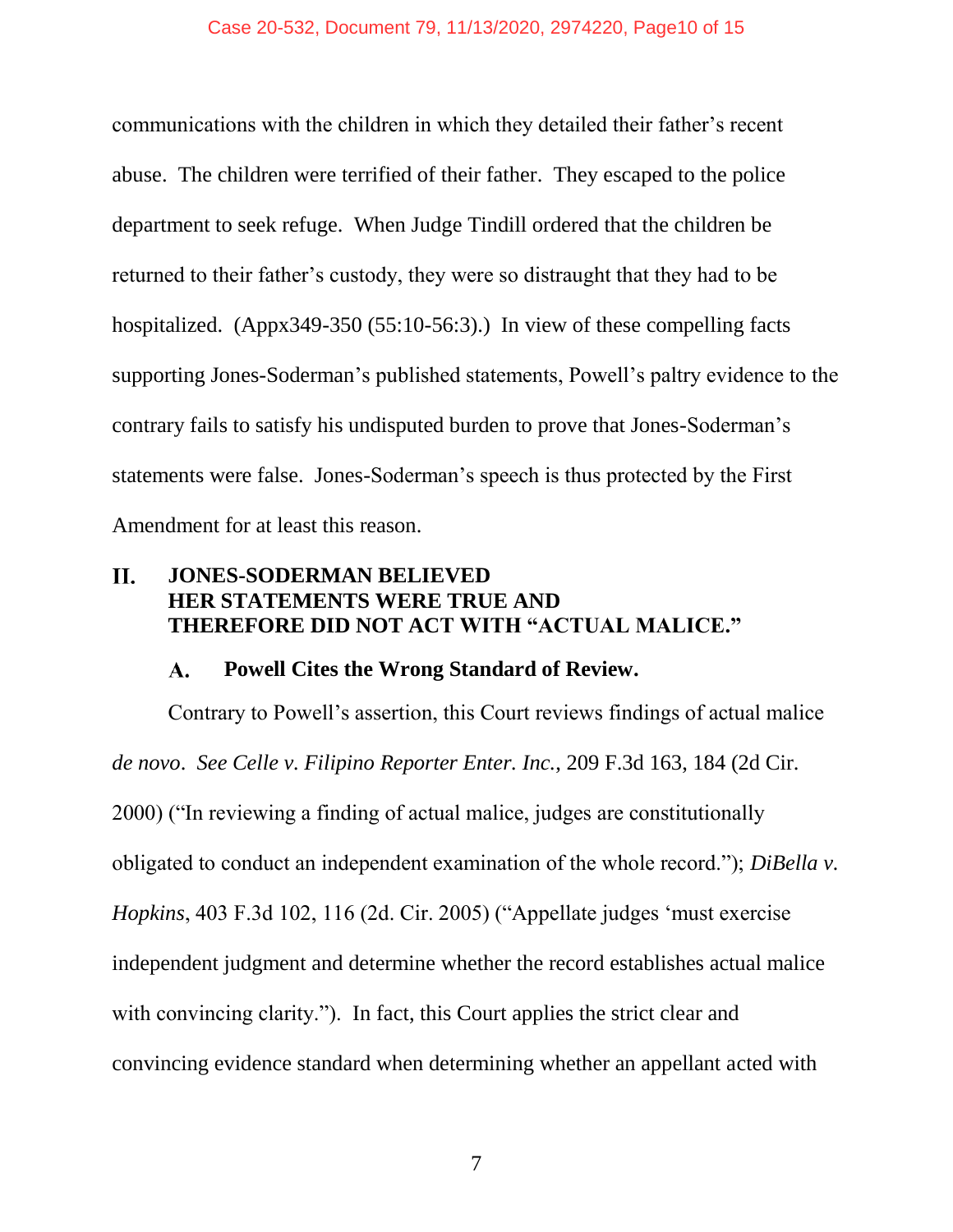communications with the children in which they detailed their father's recent abuse. The children were terrified of their father. They escaped to the police department to seek refuge. When Judge Tindill ordered that the children be returned to their father's custody, they were so distraught that they had to be hospitalized. (Appx349-350 (55:10-56:3).) In view of these compelling facts supporting Jones-Soderman's published statements, Powell's paltry evidence to the contrary fails to satisfy his undisputed burden to prove that Jones-Soderman's statements were false. Jones-Soderman's speech is thus protected by the First Amendment for at least this reason.

## II. JONES-SODERMAN BELIEVED HER STATEMENTS WERE TRUE AND THEREFORE DID NOT ACT WITH "ACTUAL MALICE."

### A. Powell Cites the Wrong Standard of Review.

Contrary to Powell's assertion, this Court reviews findings of actual malice *de novo*. *See Celle v. Filipino Reporter Enter. Inc.*, 209 F.3d 163, 184 (2d Cir. 2000) ("In reviewing a finding of actual malice, judges are constitutionally obligated to conduct an independent examination of the whole record."); *DiBella v. Hopkins*, 403 F.3d 102, 116 (2d. Cir. 2005) ("Appellate judges 'must exercise independent judgment and determine whether the record establishes actual malice with convincing clarity."). In fact, this Court applies the strict clear and convincing evidence standard when determining whether an appellant acted with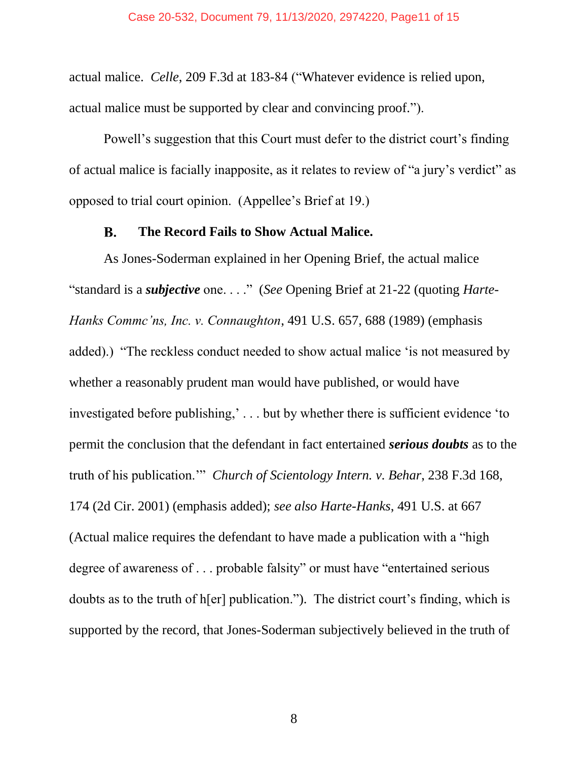actual malice. *Celle*, 209 F.3d at 183-84 ("Whatever evidence is relied upon, actual malice must be supported by clear and convincing proof.").

Powell's suggestion that this Court must defer to the district court's finding of actual malice is facially inapposite, as it relates to review of "a jury's verdict" as opposed to trial court opinion. (Appellee's Brief at 19.)

### B. The Record Fails to Show Actual Malice.

As Jones-Soderman explained in her Opening Brief, the actual malice "standard is a ***subjective*** one. . . ." (*See* Opening Brief at 21-22 (quoting *Harte-Hanks Commc'ns, Inc. v. Connaughton*, 491 U.S. 657, 688 (1989) (emphasis added).) "The reckless conduct needed to show actual malice 'is not measured by whether a reasonably prudent man would have published, or would have investigated before publishing,' . . . but by whether there is sufficient evidence 'to permit the conclusion that the defendant in fact entertained ***serious doubts*** as to the truth of his publication.'" *Church of Scientology Intern. v. Behar*, 238 F.3d 168, 174 (2d Cir. 2001) (emphasis added); *see also Harte-Hanks*, 491 U.S. at 667 (Actual malice requires the defendant to have made a publication with a "high degree of awareness of . . . probable falsity" or must have "entertained serious doubts as to the truth of h[er] publication."). The district court's finding, which is supported by the record, that Jones-Soderman subjectively believed in the truth of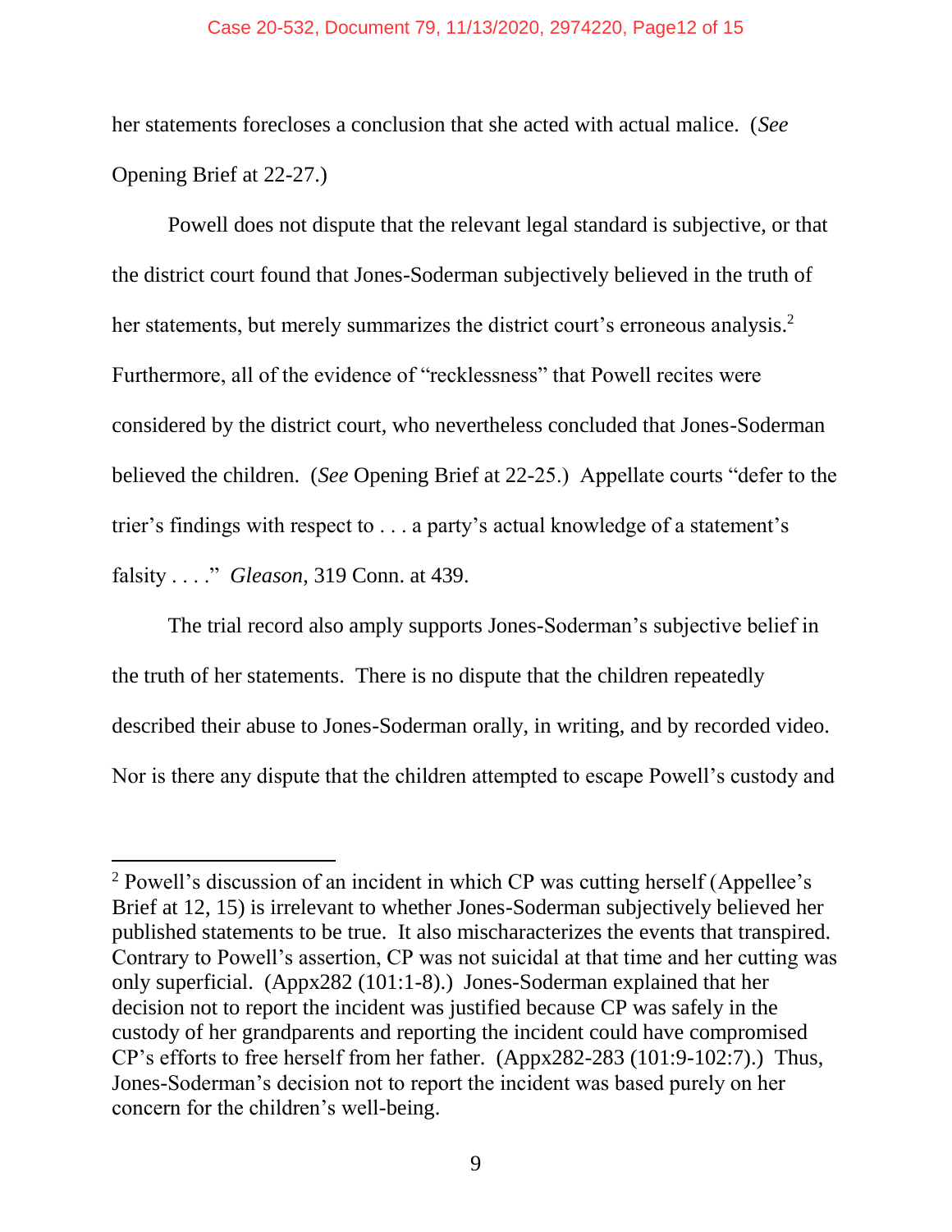her statements forecloses a conclusion that she acted with actual malice. (*See* Opening Brief at 22-27.)

Powell does not dispute that the relevant legal standard is subjective, or that the district court found that Jones-Soderman subjectively believed in the truth of her statements, but merely summarizes the district court's erroneous analysis.[2] Furthermore, all of the evidence of "recklessness" that Powell recites were considered by the district court, who nevertheless concluded that Jones-Soderman believed the children. (*See* Opening Brief at 22-25.) Appellate courts "defer to the trier's findings with respect to . . . a party's actual knowledge of a statement's falsity . . . ." *Gleason*, 319 Conn. at 439.

The trial record also amply supports Jones-Soderman's subjective belief in the truth of her statements. There is no dispute that the children repeatedly described their abuse to Jones-Soderman orally, in writing, and by recorded video. Nor is there any dispute that the children attempted to escape Powell's custody and

---

[2] Powell's discussion of an incident in which CP was cutting herself (Appellee's Brief at 12, 15) is irrelevant to whether Jones-Soderman subjectively believed her published statements to be true. It also mischaracterizes the events that transpired. Contrary to Powell's assertion, CP was not suicidal at that time and her cutting was only superficial. (Appx282 (101:1-8).) Jones-Soderman explained that her decision not to report the incident was justified because CP was safely in the custody of her grandparents and reporting the incident could have compromised CP's efforts to free herself from her father. (Appx282-283 (101:9-102:7).) Thus, Jones-Soderman's decision not to report the incident was based purely on her concern for the children's well-being.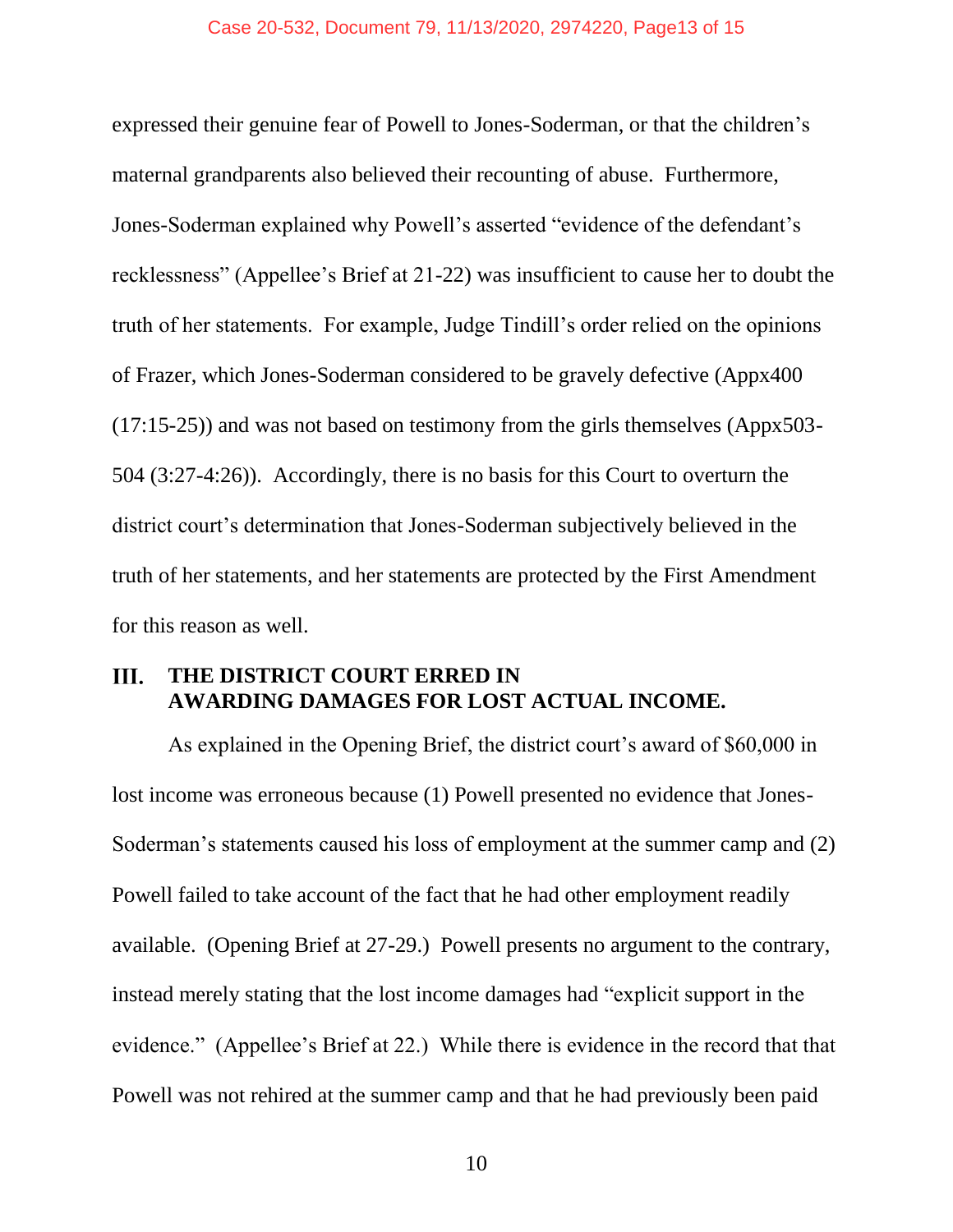expressed their genuine fear of Powell to Jones-Soderman, or that the children's maternal grandparents also believed their recounting of abuse. Furthermore, Jones-Soderman explained why Powell's asserted "evidence of the defendant's recklessness" (Appellee's Brief at 21-22) was insufficient to cause her to doubt the truth of her statements. For example, Judge Tindill's order relied on the opinions of Frazer, which Jones-Soderman considered to be gravely defective (Appx400 (17:15-25)) and was not based on testimony from the girls themselves (Appx503-504 (3:27-4:26)). Accordingly, there is no basis for this Court to overturn the district court's determination that Jones-Soderman subjectively believed in the truth of her statements, and her statements are protected by the First Amendment for this reason as well.

## III. THE DISTRICT COURT ERRED IN AWARDING DAMAGES FOR LOST ACTUAL INCOME.

As explained in the Opening Brief, the district court's award of $60,000 in lost income was erroneous because (1) Powell presented no evidence that Jones-Soderman's statements caused his loss of employment at the summer camp and (2) Powell failed to take account of the fact that he had other employment readily available. (Opening Brief at 27-29.) Powell presents no argument to the contrary, instead merely stating that the lost income damages had "explicit support in the evidence." (Appellee's Brief at 22.) While there is evidence in the record that that Powell was not rehired at the summer camp and that he had previously been paid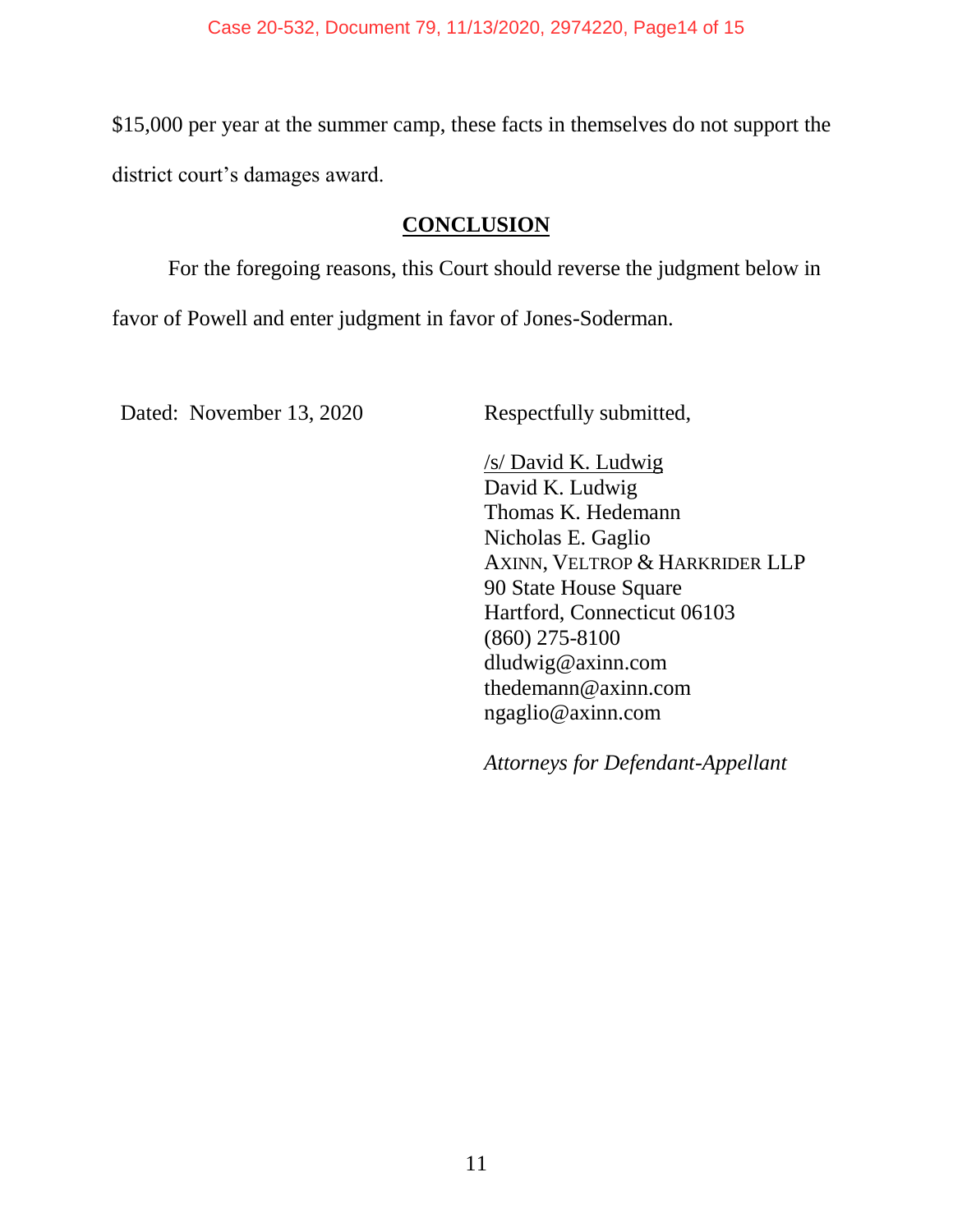$15,000 per year at the summer camp, these facts in themselves do not support the district court's damages award.

## CONCLUSION

For the foregoing reasons, this Court should reverse the judgment below in favor of Powell and enter judgment in favor of Jones-Soderman.

Dated: November 13, 2020

Respectfully submitted,

/s/ David K. Ludwig
David K. Ludwig
Thomas K. Hedemann
Nicholas E. Gaglio
AXINN, VELTROP & HARKRIDER LLP
90 State House Square
Hartford, Connecticut 06103
(860) 275-8100
dludwig@axinn.com
thedemann@axinn.com
ngaglio@axinn.com

*Attorneys for Defendant-Appellant*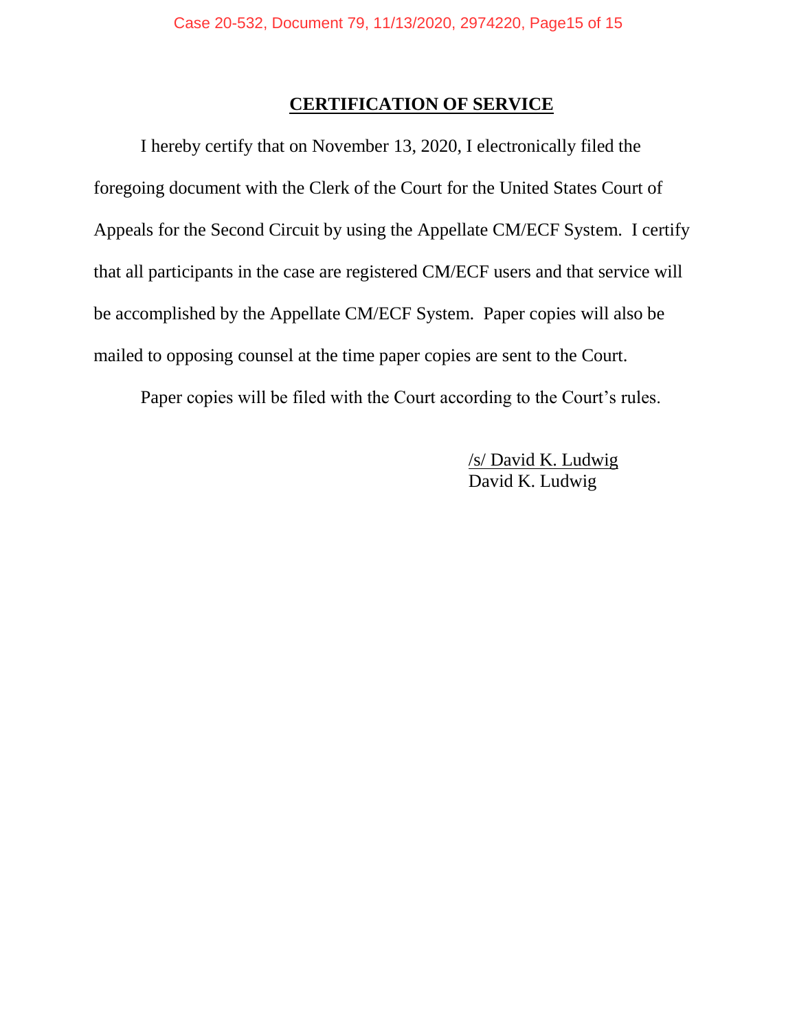## CERTIFICATION OF SERVICE

I hereby certify that on November 13, 2020, I electronically filed the foregoing document with the Clerk of the Court for the United States Court of Appeals for the Second Circuit by using the Appellate CM/ECF System. I certify that all participants in the case are registered CM/ECF users and that service will be accomplished by the Appellate CM/ECF System. Paper copies will also be mailed to opposing counsel at the time paper copies are sent to the Court.

Paper copies will be filed with the Court according to the Court's rules.

/s/ David K. Ludwig
David K. Ludwig